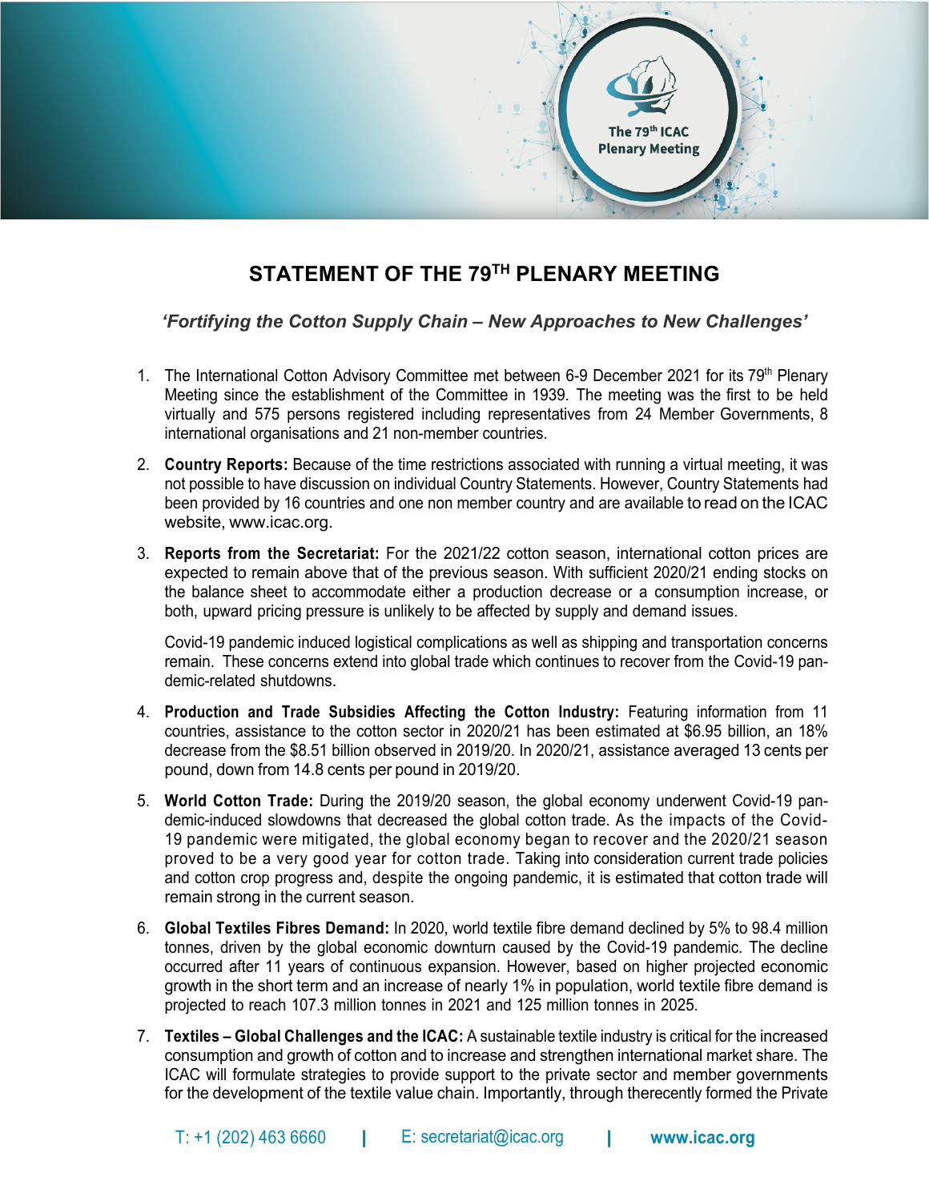# STATEMENT OF THE 79TH PLENARY MEETING

*'Fortifying the Cotton Supply Chain – New Approaches to New Challenges'*

1. The International Cotton Advisory Committee met between 6-9 December 2021 for its 79th Plenary Meeting since the establishment of the Committee in 1939. The meeting was the first to be held virtually and 575 persons registered including representatives from 24 Member Governments, 8 international organisations and 21 non-member countries.

2. **Country Reports:** Because of the time restrictions associated with running a virtual meeting, it was not possible to have discussion on individual Country Statements. However, Country Statements had been provided by 16 countries and one non member country and are available to read on the ICAC website, www.icac.org.

3. **Reports from the Secretariat:** For the 2021/22 cotton season, international cotton prices are expected to remain above that of the previous season. With sufficient 2020/21 ending stocks on the balance sheet to accommodate either a production decrease or a consumption increase, or both, upward pricing pressure is unlikely to be affected by supply and demand issues.

   Covid-19 pandemic induced logistical complications as well as shipping and transportation concerns remain. These concerns extend into global trade which continues to recover from the Covid-19 pandemic-related shutdowns.

4. **Production and Trade Subsidies Affecting the Cotton Industry:** Featuring information from 11 countries, assistance to the cotton sector in 2020/21 has been estimated at $6.95 billion, an 18% decrease from the $8.51 billion observed in 2019/20. In 2020/21, assistance averaged 13 cents per pound, down from 14.8 cents per pound in 2019/20.

5. **World Cotton Trade:** During the 2019/20 season, the global economy underwent Covid-19 pandemic-induced slowdowns that decreased the global cotton trade. As the impacts of the Covid-19 pandemic were mitigated, the global economy began to recover and the 2020/21 season proved to be a very good year for cotton trade. Taking into consideration current trade policies and cotton crop progress and, despite the ongoing pandemic, it is estimated that cotton trade will remain strong in the current season.

6. **Global Textiles Fibres Demand:** In 2020, world textile fibre demand declined by 5% to 98.4 million tonnes, driven by the global economic downturn caused by the Covid-19 pandemic. The decline occurred after 11 years of continuous expansion. However, based on higher projected economic growth in the short term and an increase of nearly 1% in population, world textile fibre demand is projected to reach 107.3 million tonnes in 2021 and 125 million tonnes in 2025.

7. **Textiles – Global Challenges and the ICAC:** A sustainable textile industry is critical for the increased consumption and growth of cotton and to increase and strengthen international market share. The ICAC will formulate strategies to provide support to the private sector and member governments for the development of the textile value chain. Importantly, through therecently formed the Private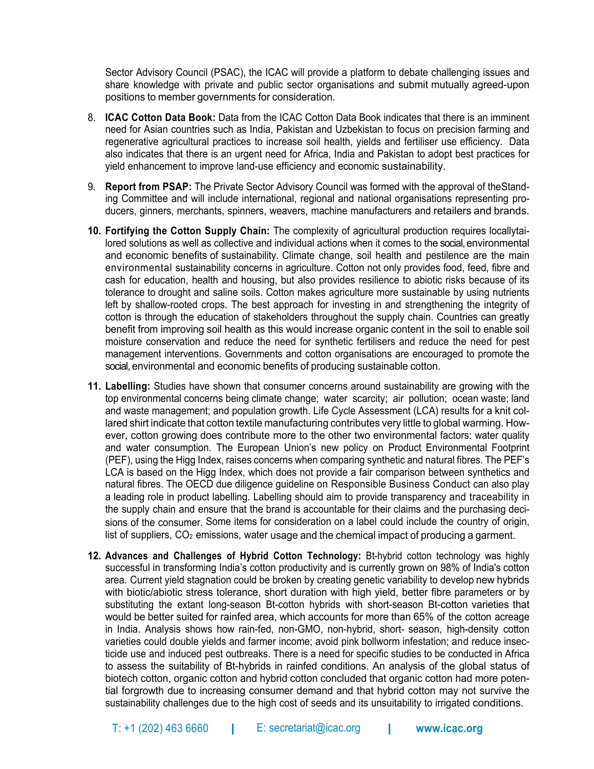Sector Advisory Council (PSAC), the ICAC will provide a platform to debate challenging issues and share knowledge with private and public sector organisations and submit mutually agreed-upon positions to member governments for consideration.

8. **ICAC Cotton Data Book:** Data from the ICAC Cotton Data Book indicates that there is an imminent need for Asian countries such as India, Pakistan and Uzbekistan to focus on precision farming and regenerative agricultural practices to increase soil health, yields and fertiliser use efficiency. Data also indicates that there is an urgent need for Africa, India and Pakistan to adopt best practices for yield enhancement to improve land-use efficiency and economic sustainability.

9. **Report from PSAP:** The Private Sector Advisory Council was formed with the approval of theStanding Committee and will include international, regional and national organisations representing producers, ginners, merchants, spinners, weavers, machine manufacturers and retailers and brands.

10. **Fortifying the Cotton Supply Chain:** The complexity of agricultural production requires locallytailored solutions as well as collective and individual actions when it comes to the social, environmental and economic benefits of sustainability. Climate change, soil health and pestilence are the main environmental sustainability concerns in agriculture. Cotton not only provides food, feed, fibre and cash for education, health and housing, but also provides resilience to abiotic risks because of its tolerance to drought and saline soils. Cotton makes agriculture more sustainable by using nutrients left by shallow-rooted crops. The best approach for investing in and strengthening the integrity of cotton is through the education of stakeholders throughout the supply chain. Countries can greatly benefit from improving soil health as this would increase organic content in the soil to enable soil moisture conservation and reduce the need for synthetic fertilisers and reduce the need for pest management interventions. Governments and cotton organisations are encouraged to promote the social, environmental and economic benefits of producing sustainable cotton.

11. **Labelling:** Studies have shown that consumer concerns around sustainability are growing with the top environmental concerns being climate change; water scarcity; air pollution; ocean waste; land and waste management; and population growth. Life Cycle Assessment (LCA) results for a knit collared shirt indicate that cotton textile manufacturing contributes very little to global warming. However, cotton growing does contribute more to the other two environmental factors: water quality and water consumption. The European Union's new policy on Product Environmental Footprint (PEF), using the Higg Index, raises concerns when comparing synthetic and natural fibres. The PEF's LCA is based on the Higg Index, which does not provide a fair comparison between synthetics and natural fibres. The OECD due diligence guideline on Responsible Business Conduct can also play a leading role in product labelling. Labelling should aim to provide transparency and traceability in the supply chain and ensure that the brand is accountable for their claims and the purchasing decisions of the consumer. Some items for consideration on a label could include the country of origin, list of suppliers, $CO_2$ emissions, water usage and the chemical impact of producing a garment.

12. **Advances and Challenges of Hybrid Cotton Technology:** Bt-hybrid cotton technology was highly successful in transforming India's cotton productivity and is currently grown on 98% of India's cotton area. Current yield stagnation could be broken by creating genetic variability to develop new hybrids with biotic/abiotic stress tolerance, short duration with high yield, better fibre parameters or by substituting the extant long-season Bt-cotton hybrids with short-season Bt-cotton varieties that would be better suited for rainfed area, which accounts for more than 65% of the cotton acreage in India. Analysis shows how rain-fed, non-GMO, non-hybrid, short- season, high-density cotton varieties could double yields and farmer income; avoid pink bollworm infestation; and reduce insecticide use and induced pest outbreaks. There is a need for specific studies to be conducted in Africa to assess the suitability of Bt-hybrids in rainfed conditions. An analysis of the global status of biotech cotton, organic cotton and hybrid cotton concluded that organic cotton had more potential forgrowth due to increasing consumer demand and that hybrid cotton may not survive the sustainability challenges due to the high cost of seeds and its unsuitability to irrigated conditions.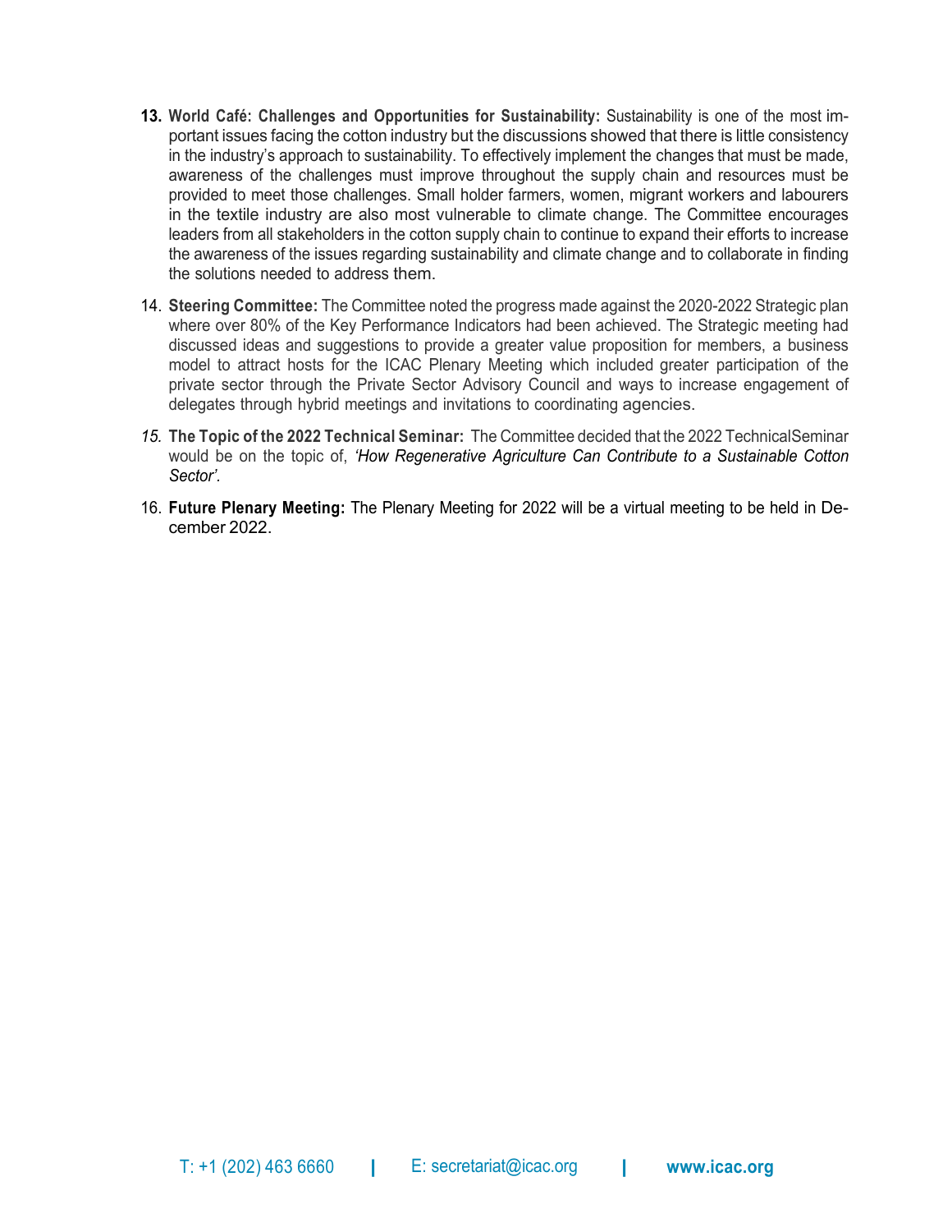13. **World Café: Challenges and Opportunities for Sustainability:** Sustainability is one of the most important issues facing the cotton industry but the discussions showed that there is little consistency in the industry's approach to sustainability. To effectively implement the changes that must be made, awareness of the challenges must improve throughout the supply chain and resources must be provided to meet those challenges. Small holder farmers, women, migrant workers and labourers in the textile industry are also most vulnerable to climate change. The Committee encourages leaders from all stakeholders in the cotton supply chain to continue to expand their efforts to increase the awareness of the issues regarding sustainability and climate change and to collaborate in finding the solutions needed to address them.

14. **Steering Committee:** The Committee noted the progress made against the 2020-2022 Strategic plan where over 80% of the Key Performance Indicators had been achieved. The Strategic meeting had discussed ideas and suggestions to provide a greater value proposition for members, a business model to attract hosts for the ICAC Plenary Meeting which included greater participation of the private sector through the Private Sector Advisory Council and ways to increase engagement of delegates through hybrid meetings and invitations to coordinating agencies.

15. **The Topic of the 2022 Technical Seminar:** The Committee decided that the 2022 TechnicalSeminar would be on the topic of, *'How Regenerative Agriculture Can Contribute to a Sustainable Cotton Sector'*.

16. **Future Plenary Meeting:** The Plenary Meeting for 2022 will be a virtual meeting to be held in December 2022.

T: +1 (202) 463 6660 | E: secretariat@icac.org | **www.icac.org**